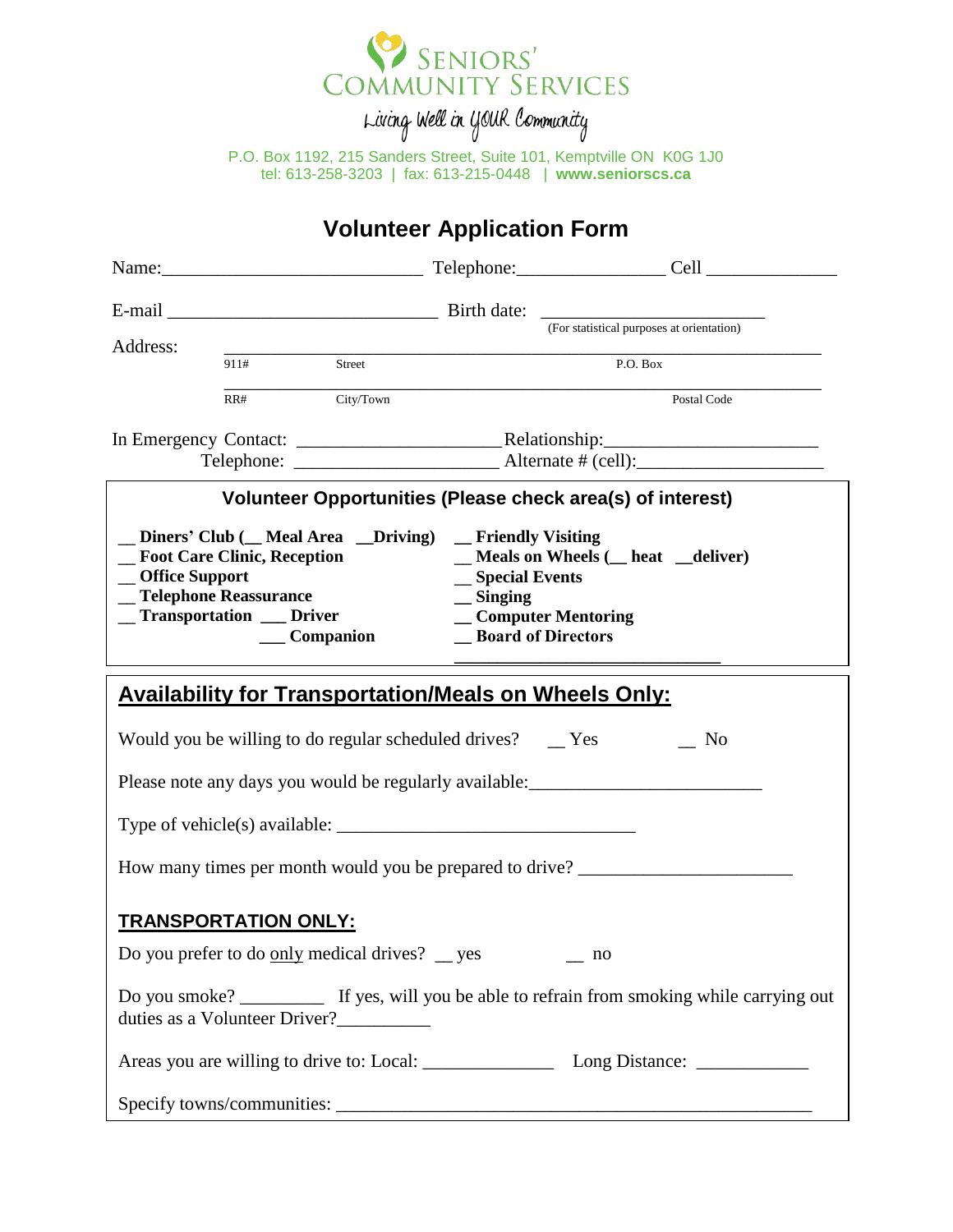# Seniors' Community Services

*Living Well in YOUR Community*

P.O. Box 1192, 215 Sanders Street, Suite 101, Kemptville ON K0G 1J0
tel: 613-258-3203 | fax: 613-215-0448 | **www.seniorscs.ca**

## Volunteer Application Form

Name:___________________________ Telephone:________________ Cell ______________

E-mail ____________________________ Birth date: ________________________
(For statistical purposes at orientation)

Address: ______________________________________________________________
911# Street P.O. Box

______________________________________________________________
RR# City/Town Postal Code

In Emergency Contact: _____________________ Relationship:______________________
Telephone: _____________________ Alternate # (cell):___________________

### Volunteer Opportunities (Please check area(s) of interest)

**__ Diners' Club (__ Meal Area __Driving)**
**__ Foot Care Clinic, Reception**
**__ Office Support**
**__ Telephone Reassurance**
**__ Transportation ___ Driver**
**___ Companion**
**__ Friendly Visiting**
**__ Meals on Wheels (__ heat __deliver)**
**__ Special Events**
**__ Singing**
**__ Computer Mentoring**
**__ Board of Directors**
_____________________________

### Availability for Transportation/Meals on Wheels Only:

Would you be willing to do regular scheduled drives? __ Yes __ No

Please note any days you would be regularly available:________________________

Type of vehicle(s) available: _______________________________

How many times per month would you be prepared to drive? ______________________

### TRANSPORTATION ONLY:

Do you prefer to do only medical drives? __ yes __ no

Do you smoke? _________ If yes, will you be able to refrain from smoking while carrying out duties as a Volunteer Driver?__________

Areas you are willing to drive to: Local: ______________ Long Distance: ____________

Specify towns/communities: __________________________________________________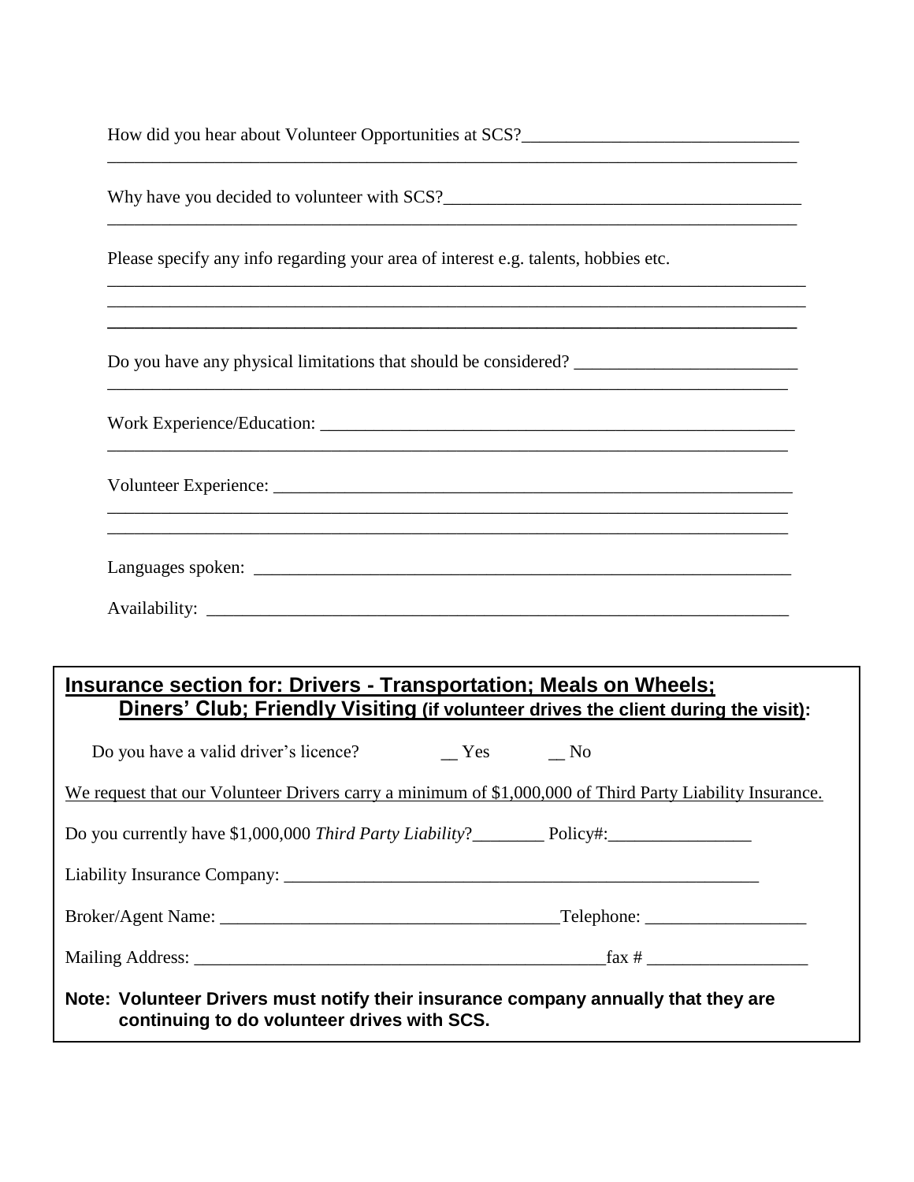How did you hear about Volunteer Opportunities at SCS?_______________________________
_______________________________________________________________________________

Why have you decided to volunteer with SCS?_________________________________________
_______________________________________________________________________________

Please specify any info regarding your area of interest e.g. talents, hobbies etc.
_______________________________________________________________________________
_______________________________________________________________________________
_______________________________________________________________________________

Do you have any physical limitations that should be considered? __________________________
_______________________________________________________________________________

Work Experience/Education: ________________________________________________________
_______________________________________________________________________________

Volunteer Experience: ____________________________________________________________
_______________________________________________________________________________
_______________________________________________________________________________

Languages spoken: _______________________________________________________________

Availability: ____________________________________________________________________

## Insurance section for: Drivers - Transportation; Meals on Wheels; Diners' Club; Friendly Visiting (if volunteer drives the client during the visit):

Do you have a valid driver's licence? __ Yes __ No

We request that our Volunteer Drivers carry a minimum of $1,000,000 of Third Party Liability Insurance.

Do you currently have $1,000,000 *Third Party Liability*?________ Policy#:________________

Liability Insurance Company: _______________________________________________________

Broker/Agent Name: _____________________________________Telephone: __________________

Mailing Address: _______________________________________________fax # __________________

**Note: Volunteer Drivers must notify their insurance company annually that they are continuing to do volunteer drives with SCS.**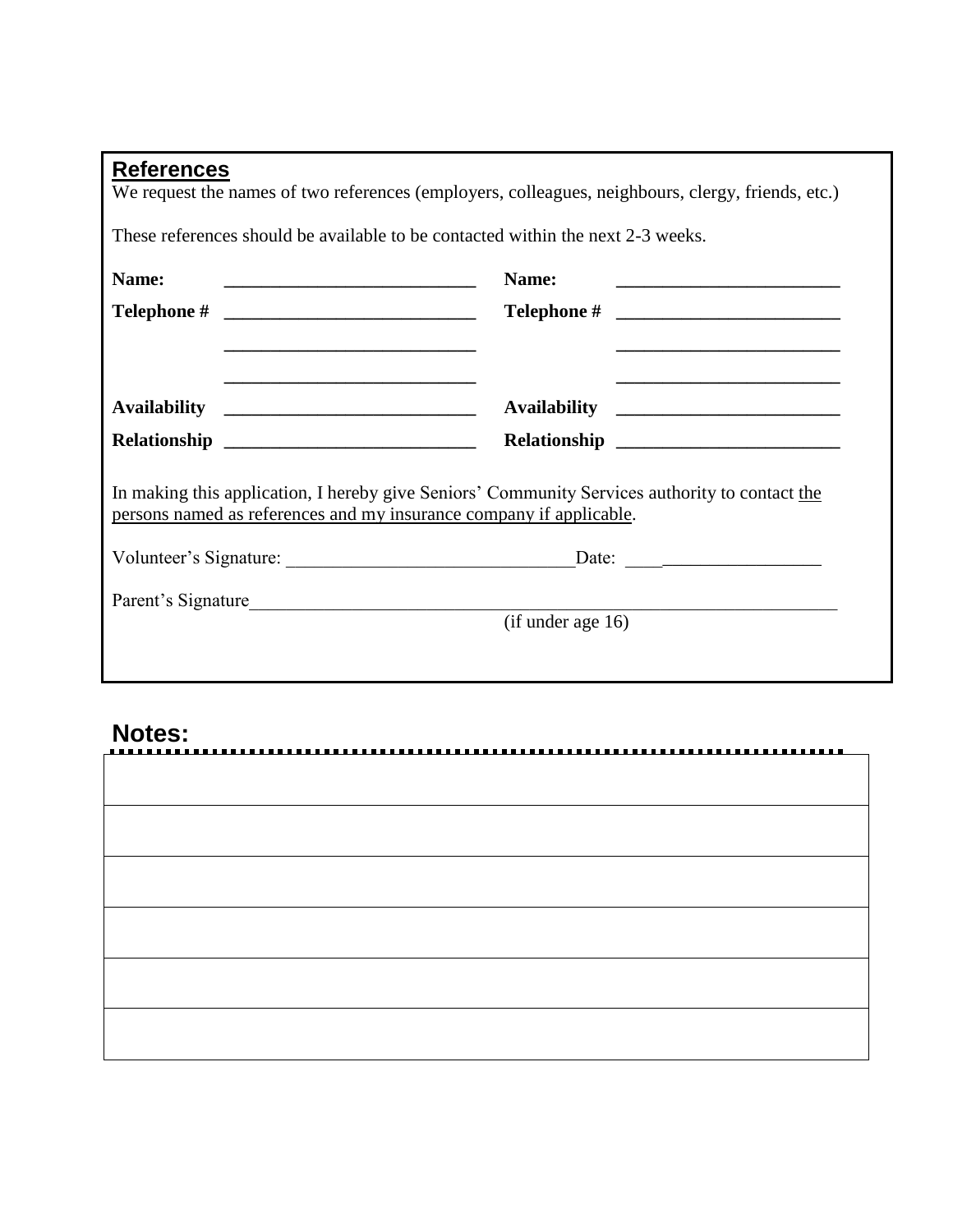## References

We request the names of two references (employers, colleagues, neighbours, clergy, friends, etc.)

These references should be available to be contacted within the next 2-3 weeks.

| | | | |
|---|---|---|---|
| **Name:** | ___________________________ | **Name:** | ________________________ |
| **Telephone #** | ___________________________ | **Telephone #** | ________________________ |
| | ___________________________ | | ________________________ |
| | ___________________________ | | ________________________ |
| **Availability** | ___________________________ | **Availability** | ________________________ |
| **Relationship** | ___________________________ | **Relationship** | ________________________ |

In making this application, I hereby give Seniors' Community Services authority to contact the persons named as references and my insurance company if applicable.

Volunteer's Signature: _______________________________ Date: _____________________

Parent's Signature_____________________________________________________________
(if under age 16)

## Notes:

| |
|---|
| |
| |
| |
| |
| |
| |